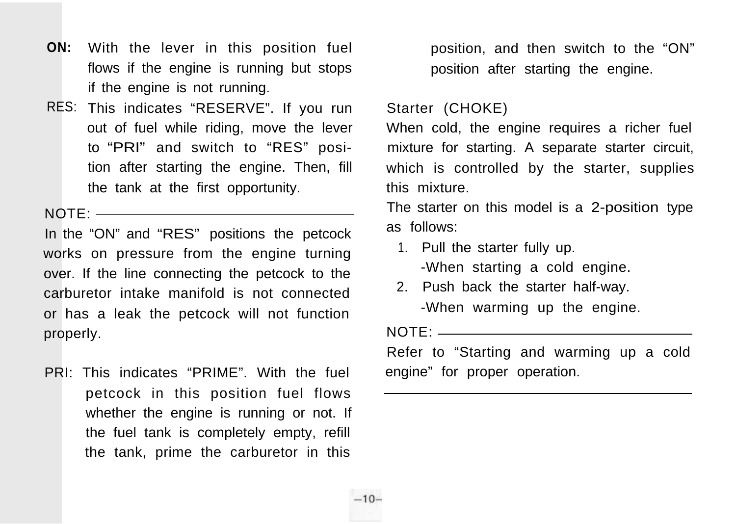**ON:** With the lever in this position fuel flows if the engine is running but stops if the engine is not running.

RES: This indicates "RESERVE". If you run out of fuel while riding, move the lever to "PRI" and switch to "RES" position after starting the engine. Then, fill the tank at the first opportunity.

NOTE:

In the "ON" and "RES" positions the petcock works on pressure from the engine turning over. If the line connecting the petcock to the carburetor intake manifold is not connected or has a leak the petcock will not function properly.

---

PRI: This indicates "PRIME". With the fuel petcock in this position fuel flows whether the engine is running or not. If the fuel tank is completely empty, refill the tank, prime the carburetor in this position, and then switch to the "ON" position after starting the engine.

Starter (CHOKE)

When cold, the engine requires a richer fuel mixture for starting. A separate starter circuit, which is controlled by the starter, supplies this mixture.

The starter on this model is a 2-position type as follows:

1. Pull the starter fully up.
   -When starting a cold engine.
2. Push back the starter half-way.
   -When warming up the engine.

NOTE:

Refer to "Starting and warming up a cold engine" for proper operation.

---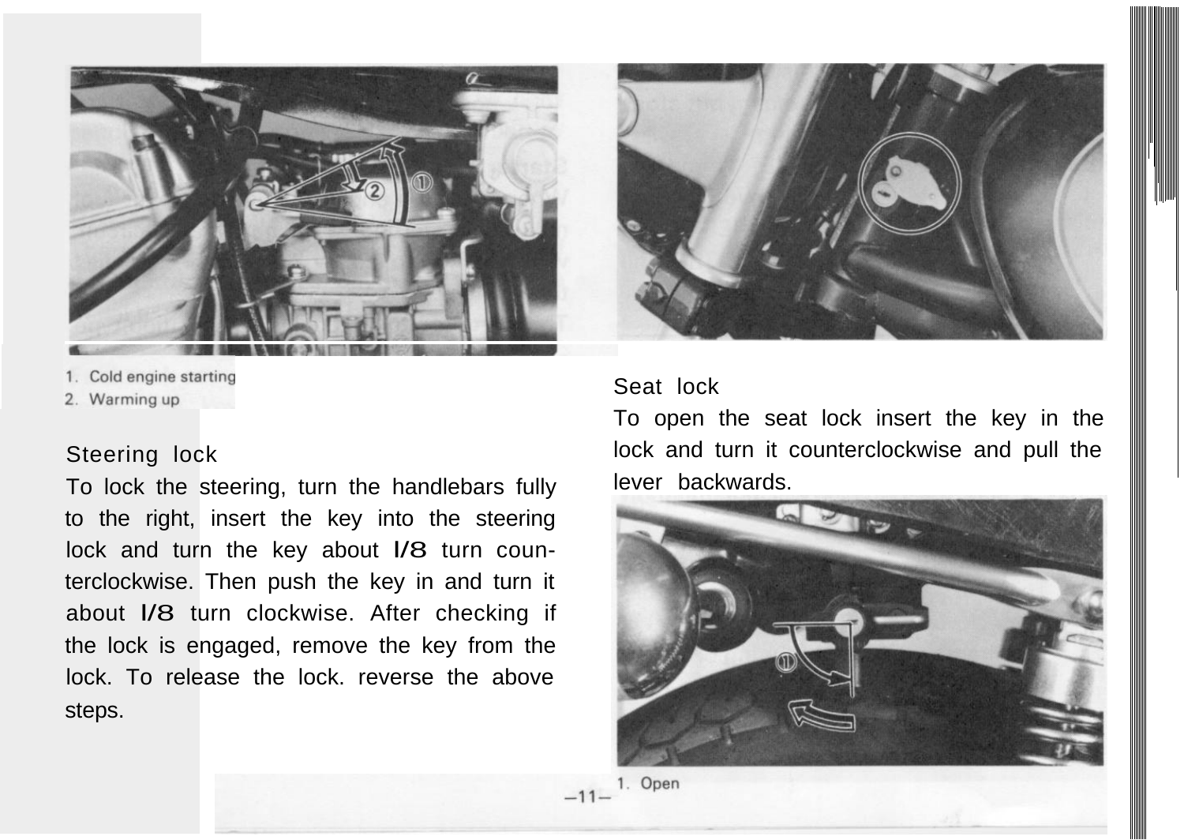1. Cold engine starting
2. Warming up

## Steering lock

To lock the steering, turn the handlebars fully to the right, insert the key into the steering lock and turn the key about 1/8 turn counterclockwise. Then push the key in and turn it about 1/8 turn clockwise. After checking if the lock is engaged, remove the key from the lock. To release the lock. reverse the above steps.

## Seat lock

To open the seat lock insert the key in the lock and turn it counterclockwise and pull the lever backwards.

1. Open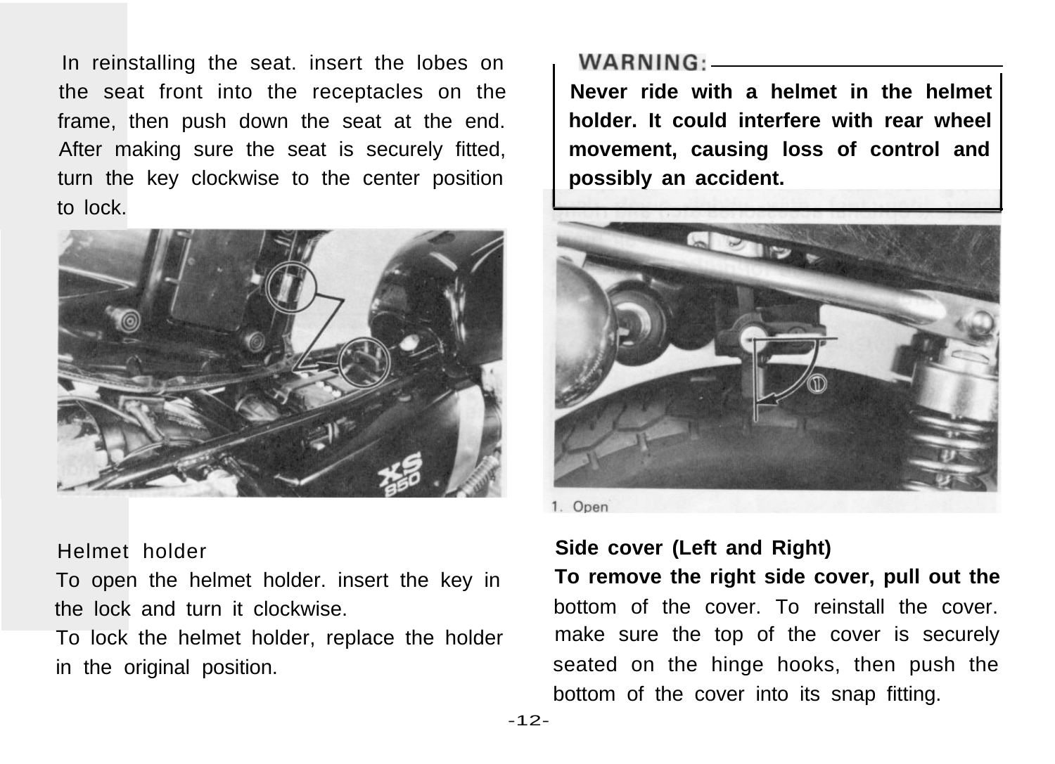In reinstalling the seat. insert the lobes on the seat front into the receptacles on the frame, then push down the seat at the end. After making sure the seat is securely fitted, turn the key clockwise to the center position to lock.

**WARNING:**

**Never ride with a helmet in the helmet holder. It could interfere with rear wheel movement, causing loss of control and possibly an accident.**

1. Open

Helmet holder

To open the helmet holder. insert the key in the lock and turn it clockwise.

To lock the helmet holder, replace the holder in the original position.

**Side cover (Left and Right)**

**To remove the right side cover, pull out the** bottom of the cover. To reinstall the cover. make sure the top of the cover is securely seated on the hinge hooks, then push the bottom of the cover into its snap fitting.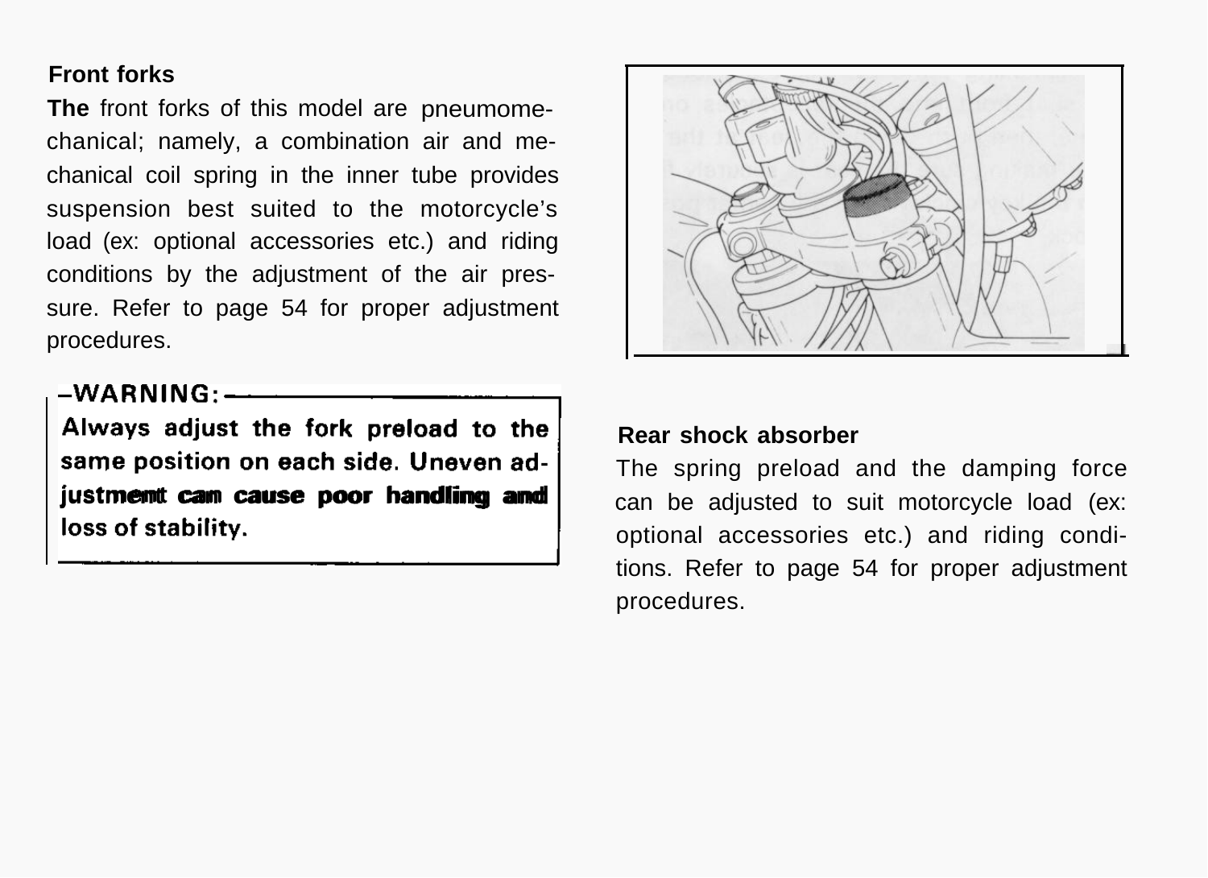## Front forks

**The** front forks of this model are pneumomechanical; namely, a combination air and mechanical coil spring in the inner tube provides suspension best suited to the motorcycle's load (ex: optional accessories etc.) and riding conditions by the adjustment of the air pressure. Refer to page 54 for proper adjustment procedures.

**–WARNING:–**

**Always adjust the fork preload to the same position on each side. Uneven adjustment can cause poor handling and loss of stability.**

## Rear shock absorber

The spring preload and the damping force can be adjusted to suit motorcycle load (ex: optional accessories etc.) and riding conditions. Refer to page 54 for proper adjustment procedures.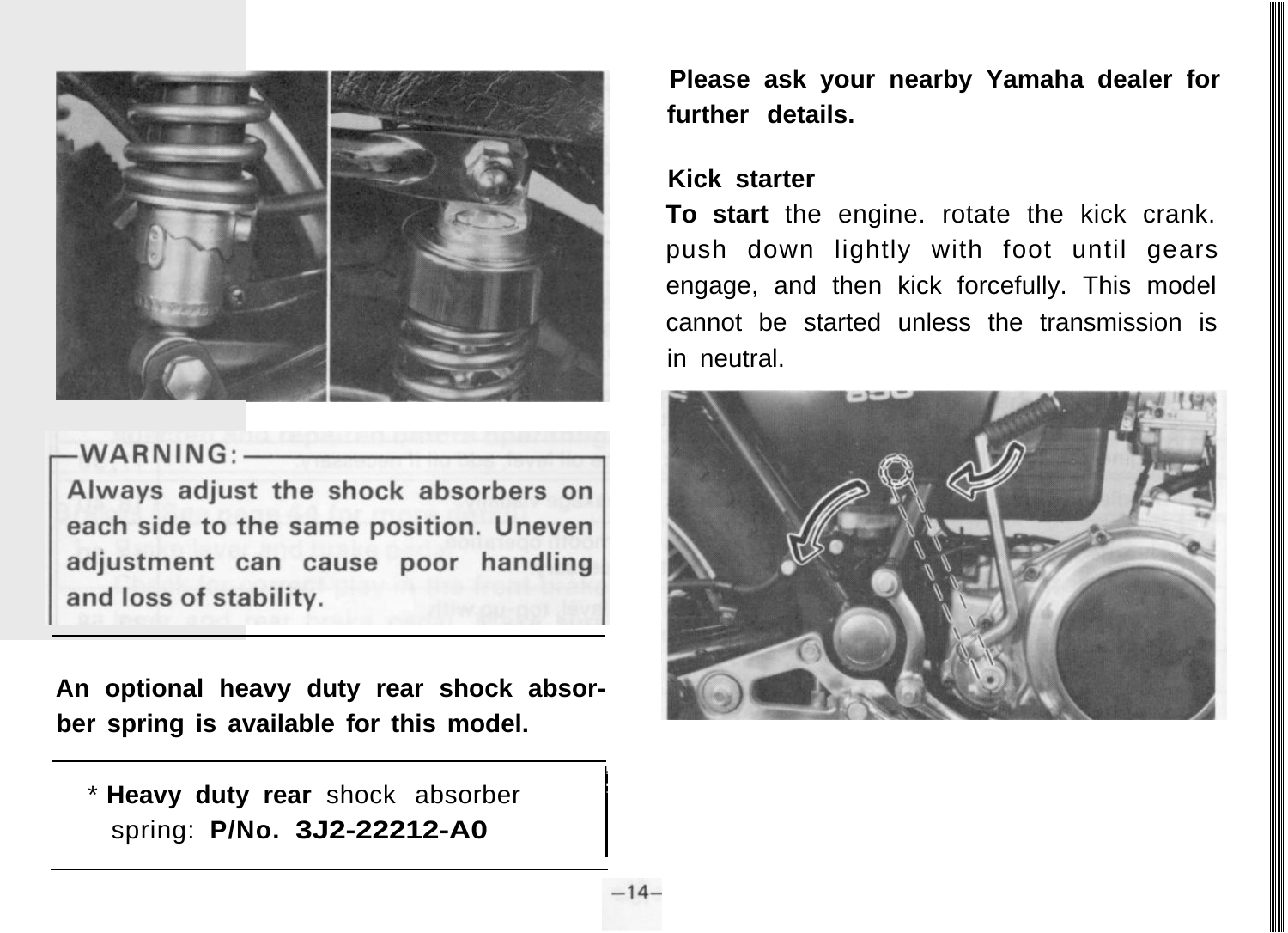WARNING:

Always adjust the shock absorbers on each side to the same position. Uneven adjustment can cause poor handling and loss of stability.

**An optional heavy duty rear shock absorber spring is available for this model.**

* **Heavy duty rear** shock absorber spring: **P/No. 3J2-22212-A0**

**Please ask your nearby Yamaha dealer for further details.**

**Kick starter**

**To start** the engine. rotate the kick crank. push down lightly with foot until gears engage, and then kick forcefully. This model cannot be started unless the transmission is in neutral.